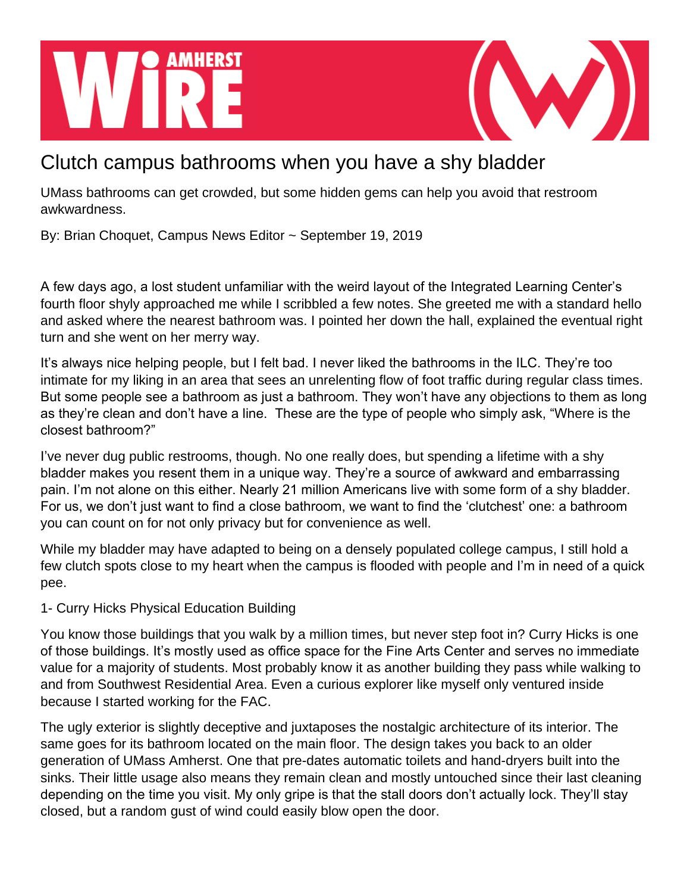# Clutch campus bathrooms when you have a shy bladder

UMass bathrooms can get crowded, but some hidden gems can help you avoid that restroom awkwardness.

By: Brian Choquet, Campus News Editor ~ September 19, 2019

A few days ago, a lost student unfamiliar with the weird layout of the Integrated Learning Center's fourth floor shyly approached me while I scribbled a few notes. She greeted me with a standard hello and asked where the nearest bathroom was. I pointed her down the hall, explained the eventual right turn and she went on her merry way.

It's always nice helping people, but I felt bad. I never liked the bathrooms in the ILC. They're too intimate for my liking in an area that sees an unrelenting flow of foot traffic during regular class times. But some people see a bathroom as just a bathroom. They won't have any objections to them as long as they're clean and don't have a line. These are the type of people who simply ask, "Where is the closest bathroom?"

I've never dug public restrooms, though. No one really does, but spending a lifetime with a shy bladder makes you resent them in a unique way. They're a source of awkward and embarrassing pain. I'm not alone on this either. Nearly 21 million Americans live with some form of a shy bladder. For us, we don't just want to find a close bathroom, we want to find the 'clutchest' one: a bathroom you can count on for not only privacy but for convenience as well.

While my bladder may have adapted to being on a densely populated college campus, I still hold a few clutch spots close to my heart when the campus is flooded with people and I'm in need of a quick pee.

1- Curry Hicks Physical Education Building

You know those buildings that you walk by a million times, but never step foot in? Curry Hicks is one of those buildings. It's mostly used as office space for the Fine Arts Center and serves no immediate value for a majority of students. Most probably know it as another building they pass while walking to and from Southwest Residential Area. Even a curious explorer like myself only ventured inside because I started working for the FAC.

The ugly exterior is slightly deceptive and juxtaposes the nostalgic architecture of its interior. The same goes for its bathroom located on the main floor. The design takes you back to an older generation of UMass Amherst. One that pre-dates automatic toilets and hand-dryers built into the sinks. Their little usage also means they remain clean and mostly untouched since their last cleaning depending on the time you visit. My only gripe is that the stall doors don't actually lock. They'll stay closed, but a random gust of wind could easily blow open the door.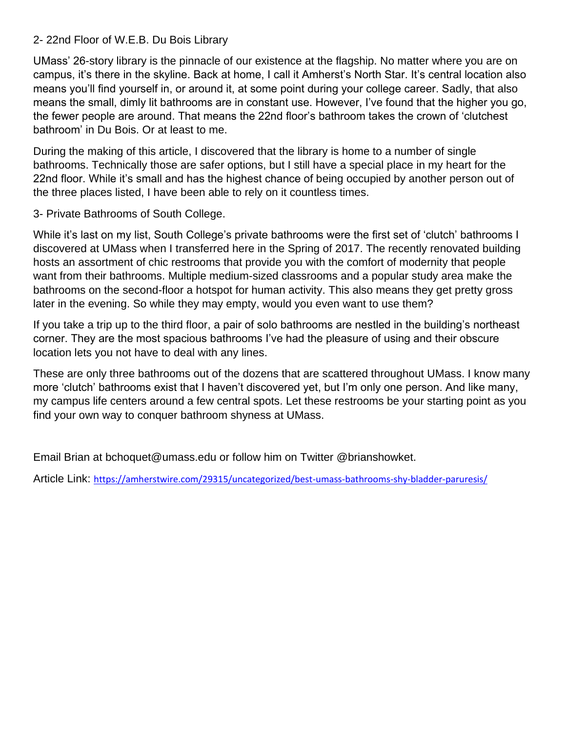2- 22nd Floor of W.E.B. Du Bois Library

UMass' 26-story library is the pinnacle of our existence at the flagship. No matter where you are on campus, it's there in the skyline. Back at home, I call it Amherst's North Star. It's central location also means you'll find yourself in, or around it, at some point during your college career. Sadly, that also means the small, dimly lit bathrooms are in constant use. However, I've found that the higher you go, the fewer people are around. That means the 22nd floor's bathroom takes the crown of 'clutchest bathroom' in Du Bois. Or at least to me.

During the making of this article, I discovered that the library is home to a number of single bathrooms. Technically those are safer options, but I still have a special place in my heart for the 22nd floor. While it's small and has the highest chance of being occupied by another person out of the three places listed, I have been able to rely on it countless times.

3- Private Bathrooms of South College.

While it's last on my list, South College's private bathrooms were the first set of 'clutch' bathrooms I discovered at UMass when I transferred here in the Spring of 2017. The recently renovated building hosts an assortment of chic restrooms that provide you with the comfort of modernity that people want from their bathrooms. Multiple medium-sized classrooms and a popular study area make the bathrooms on the second-floor a hotspot for human activity. This also means they get pretty gross later in the evening. So while they may empty, would you even want to use them?

If you take a trip up to the third floor, a pair of solo bathrooms are nestled in the building's northeast corner. They are the most spacious bathrooms I've had the pleasure of using and their obscure location lets you not have to deal with any lines.

These are only three bathrooms out of the dozens that are scattered throughout UMass. I know many more 'clutch' bathrooms exist that I haven't discovered yet, but I'm only one person. And like many, my campus life centers around a few central spots. Let these restrooms be your starting point as you find your own way to conquer bathroom shyness at UMass.

Email Brian at bchoquet@umass.edu or follow him on Twitter @brianshowket.

Article Link: https://amherstwire.com/29315/uncategorized/best-umass-bathrooms-shy-bladder-paruresis/